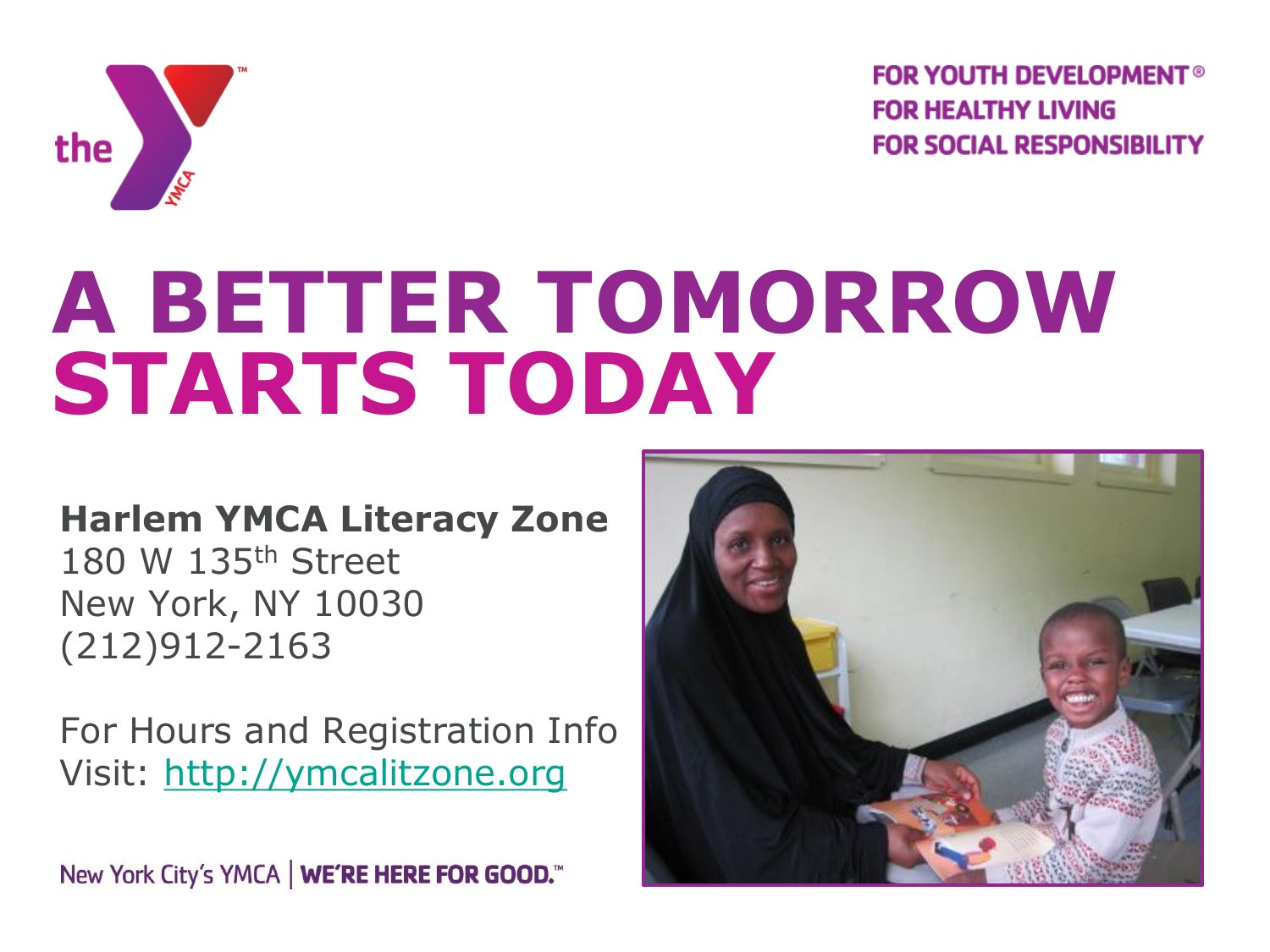FOR YOUTH DEVELOPMENT®
FOR HEALTHY LIVING
FOR SOCIAL RESPONSIBILITY

# A BETTER TOMORROW STARTS TODAY

**Harlem YMCA Literacy Zone**
180 W 135th Street
New York, NY 10030
(212)912-2163

For Hours and Registration Info
Visit: http://ymcalitzone.org

New York City's YMCA | **WE'RE HERE FOR GOOD.**™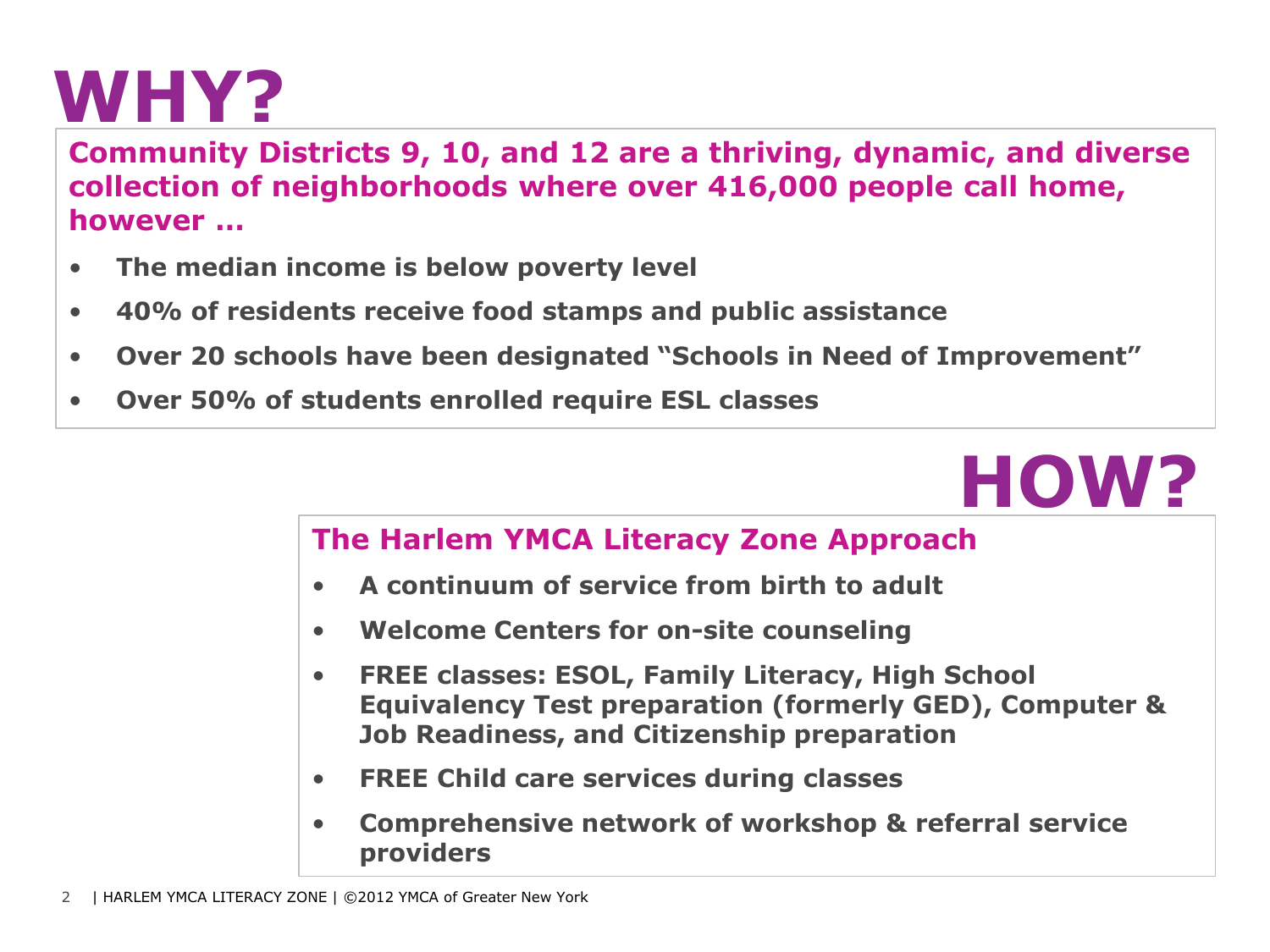# WHY?

**Community Districts 9, 10, and 12 are a thriving, dynamic, and diverse collection of neighborhoods where over 416,000 people call home, however …**

- **The median income is below poverty level**
- **40% of residents receive food stamps and public assistance**
- **Over 20 schools have been designated "Schools in Need of Improvement"**
- **Over 50% of students enrolled require ESL classes**

# HOW?

**The Harlem YMCA Literacy Zone Approach**

- **A continuum of service from birth to adult**
- **Welcome Centers for on-site counseling**
- **FREE classes: ESOL, Family Literacy, High School Equivalency Test preparation (formerly GED), Computer & Job Readiness, and Citizenship preparation**
- **FREE Child care services during classes**
- **Comprehensive network of workshop & referral service providers**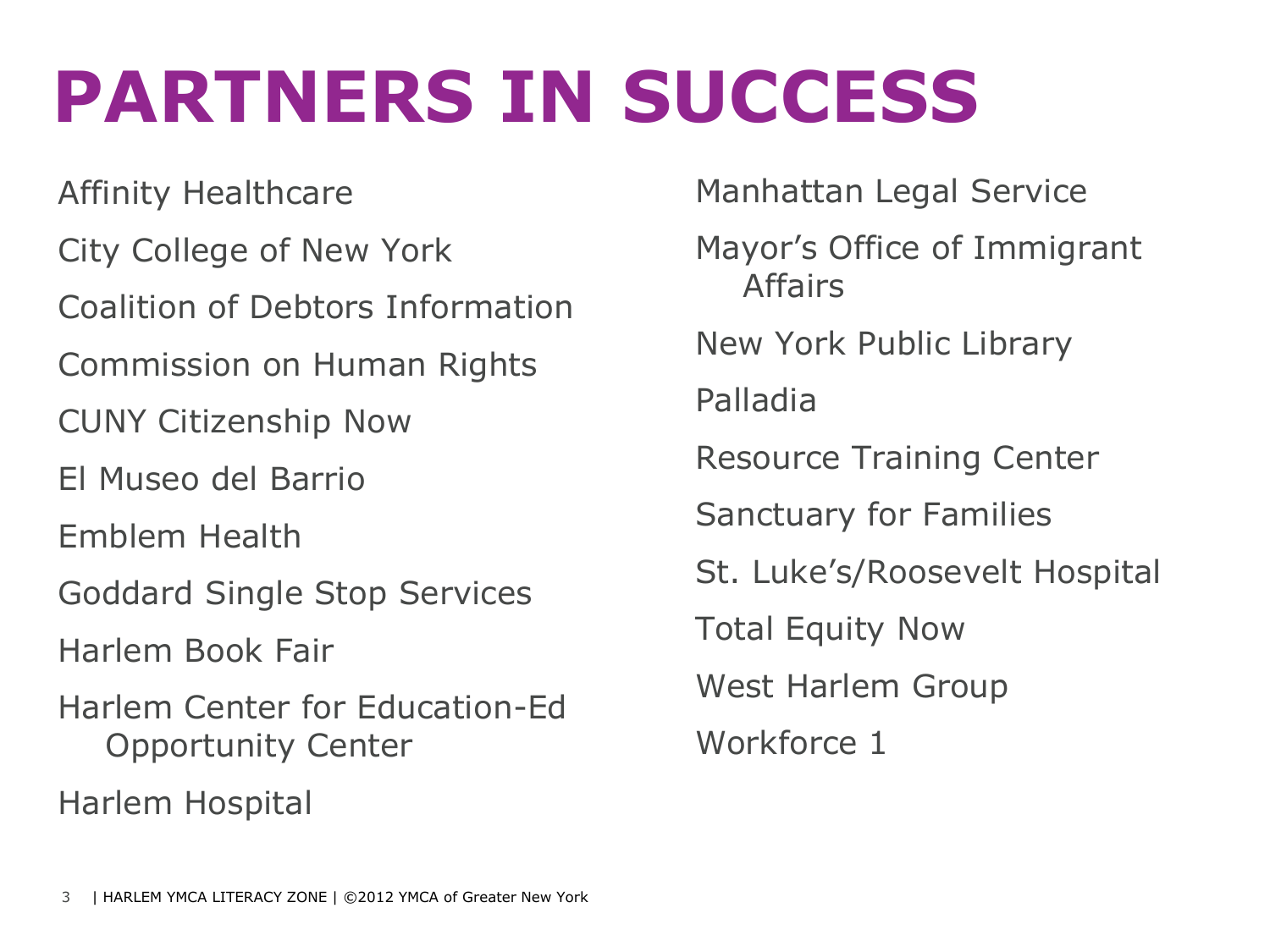# PARTNERS IN SUCCESS

- Affinity Healthcare
- City College of New York
- Coalition of Debtors Information
- Commission on Human Rights
- CUNY Citizenship Now
- El Museo del Barrio
- Emblem Health
- Goddard Single Stop Services
- Harlem Book Fair
- Harlem Center for Education-Ed Opportunity Center
- Harlem Hospital
- Manhattan Legal Service
- Mayor's Office of Immigrant Affairs
- New York Public Library
- Palladia
- Resource Training Center
- Sanctuary for Families
- St. Luke's/Roosevelt Hospital
- Total Equity Now
- West Harlem Group
- Workforce 1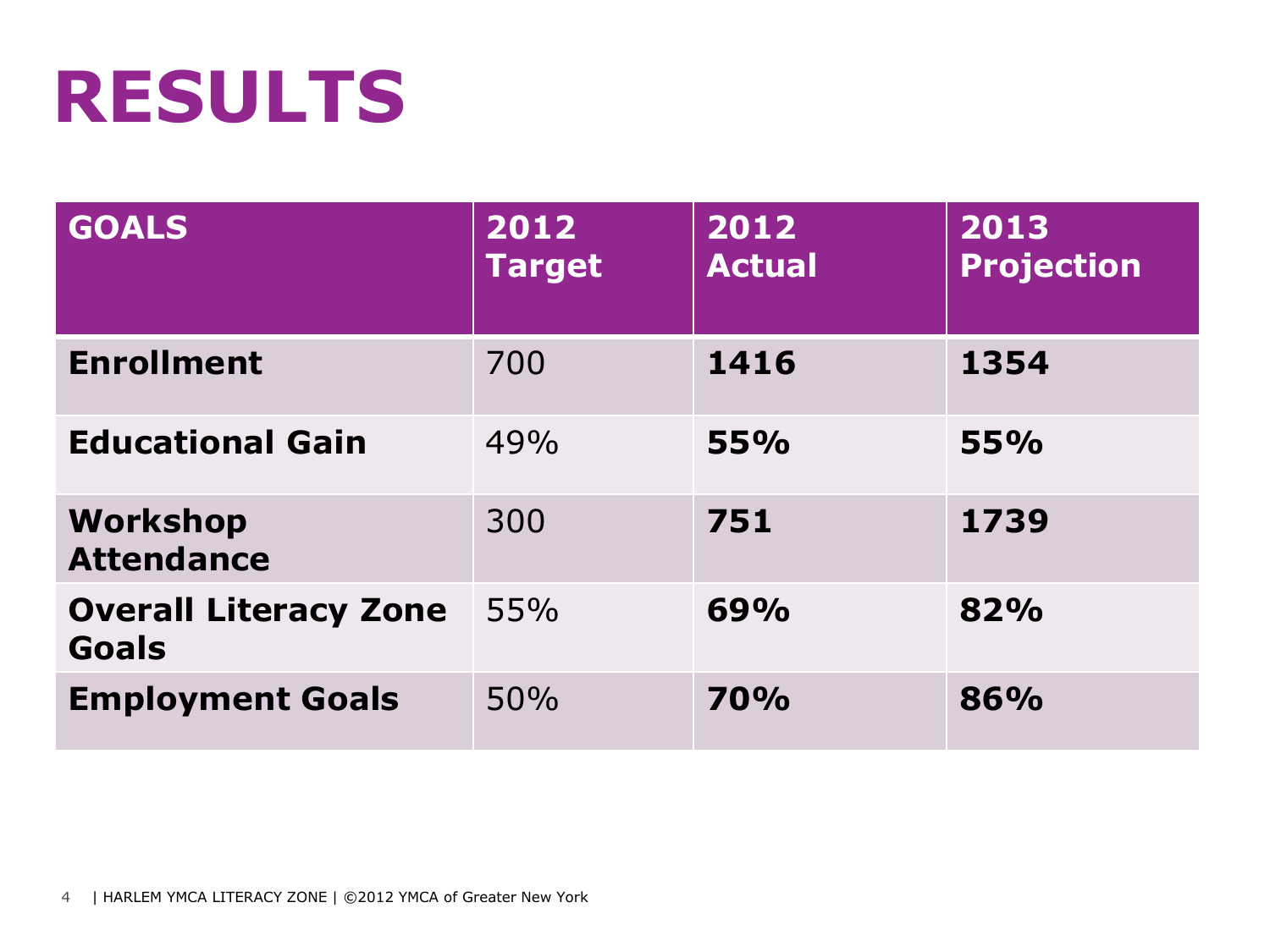# RESULTS

| GOALS | 2012 Target | 2012 Actual | 2013 Projection |
|---|---|---|---|
| **Enrollment** | 700 | **1416** | **1354** |
| **Educational Gain** | 49% | **55%** | **55%** |
| **Workshop Attendance** | 300 | **751** | **1739** |
| **Overall Literacy Zone Goals** | 55% | **69%** | **82%** |
| **Employment Goals** | 50% | **70%** | **86%** |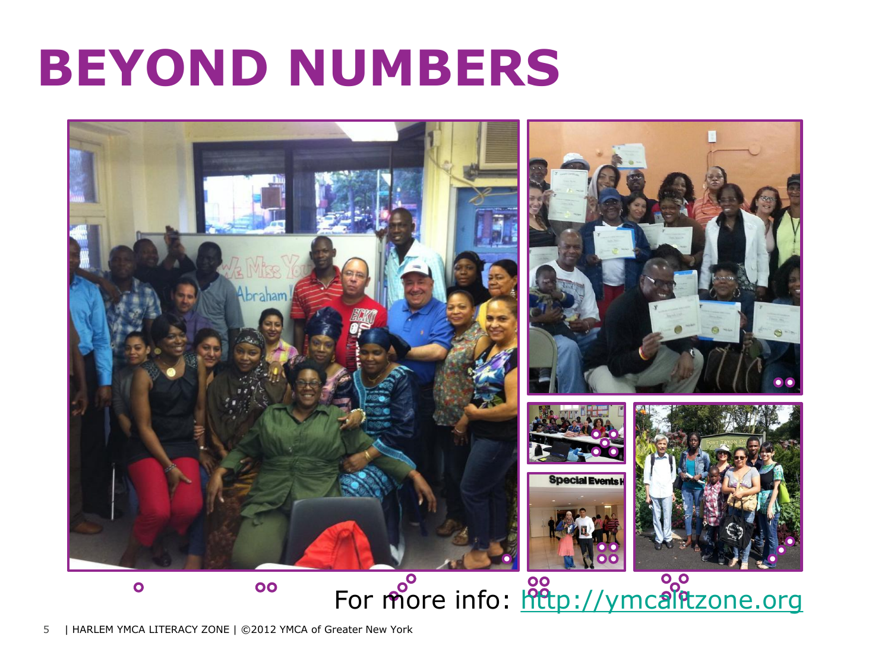# BEYOND NUMBERS

For more info: [http://ymcalitzone.org](http://ymcalitzone.org)